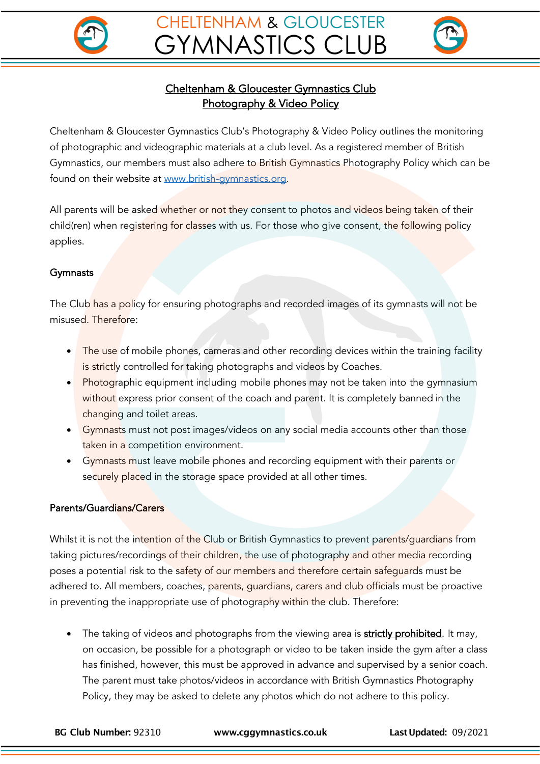# Cheltenham & Gloucester Gymnastics Club
## Photography & Video Policy

Cheltenham & Gloucester Gymnastics Club's Photography & Video Policy outlines the monitoring of photographic and videographic materials at a club level. As a registered member of British Gymnastics, our members must also adhere to British Gymnastics Photography Policy which can be found on their website at www.british-gymnastics.org.

All parents will be asked whether or not they consent to photos and videos being taken of their child(ren) when registering for classes with us. For those who give consent, the following policy applies.

### Gymnasts

The Club has a policy for ensuring photographs and recorded images of its gymnasts will not be misused. Therefore:

- The use of mobile phones, cameras and other recording devices within the training facility is strictly controlled for taking photographs and videos by Coaches.
- Photographic equipment including mobile phones may not be taken into the gymnasium without express prior consent of the coach and parent. It is completely banned in the changing and toilet areas.
- Gymnasts must not post images/videos on any social media accounts other than those taken in a competition environment.
- Gymnasts must leave mobile phones and recording equipment with their parents or securely placed in the storage space provided at all other times.

### Parents/Guardians/Carers

Whilst it is not the intention of the Club or British Gymnastics to prevent parents/guardians from taking pictures/recordings of their children, the use of photography and other media recording poses a potential risk to the safety of our members and therefore certain safeguards must be adhered to. All members, coaches, parents, guardians, carers and club officials must be proactive in preventing the inappropriate use of photography within the club. Therefore:

- The taking of videos and photographs from the viewing area is **strictly prohibited**. It may, on occasion, be possible for a photograph or video to be taken inside the gym after a class has finished, however, this must be approved in advance and supervised by a senior coach. The parent must take photos/videos in accordance with British Gymnastics Photography Policy, they may be asked to delete any photos which do not adhere to this policy.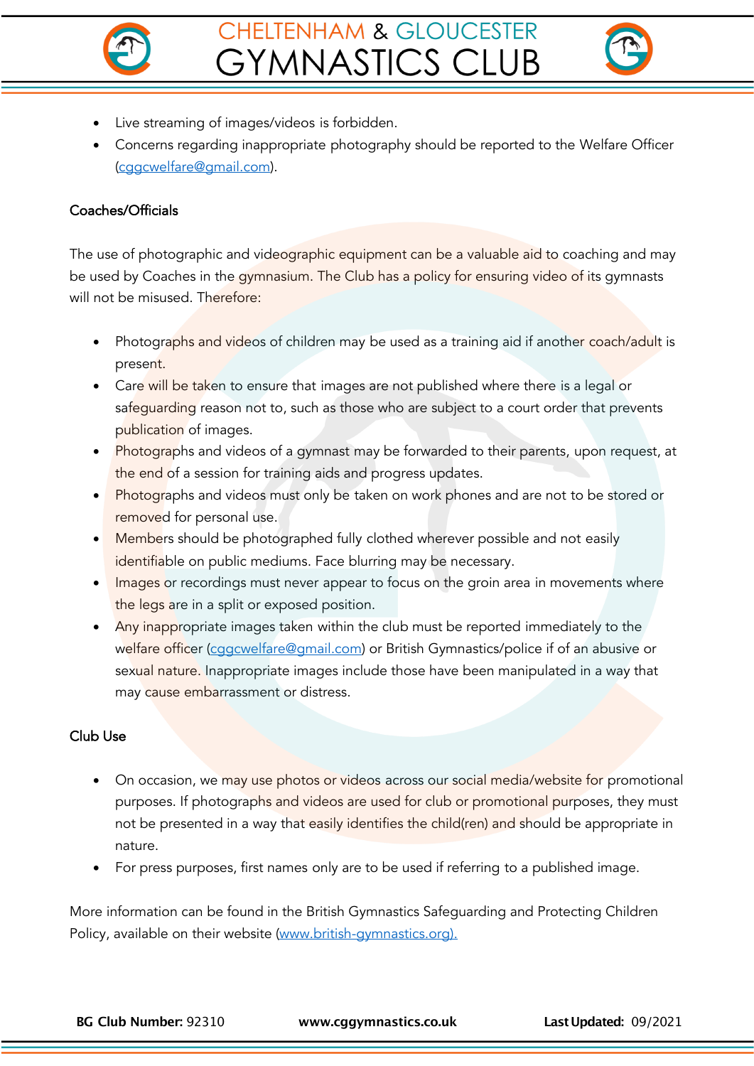- Live streaming of images/videos is forbidden.
- Concerns regarding inappropriate photography should be reported to the Welfare Officer (cggcwelfare@gmail.com).

## Coaches/Officials

The use of photographic and videographic equipment can be a valuable aid to coaching and may be used by Coaches in the gymnasium. The Club has a policy for ensuring video of its gymnasts will not be misused. Therefore:

- Photographs and videos of children may be used as a training aid if another coach/adult is present.
- Care will be taken to ensure that images are not published where there is a legal or safeguarding reason not to, such as those who are subject to a court order that prevents publication of images.
- Photographs and videos of a gymnast may be forwarded to their parents, upon request, at the end of a session for training aids and progress updates.
- Photographs and videos must only be taken on work phones and are not to be stored or removed for personal use.
- Members should be photographed fully clothed wherever possible and not easily identifiable on public mediums. Face blurring may be necessary.
- Images or recordings must never appear to focus on the groin area in movements where the legs are in a split or exposed position.
- Any inappropriate images taken within the club must be reported immediately to the welfare officer (cggcwelfare@gmail.com) or British Gymnastics/police if of an abusive or sexual nature. Inappropriate images include those have been manipulated in a way that may cause embarrassment or distress.

## Club Use

- On occasion, we may use photos or videos across our social media/website for promotional purposes. If photographs and videos are used for club or promotional purposes, they must not be presented in a way that easily identifies the child(ren) and should be appropriate in nature.
- For press purposes, first names only are to be used if referring to a published image.

More information can be found in the British Gymnastics Safeguarding and Protecting Children Policy, available on their website (www.british-gymnastics.org).

**BG Club Number:** 92310 **www.cggymnastics.co.uk** **Last Updated:** 09/2021